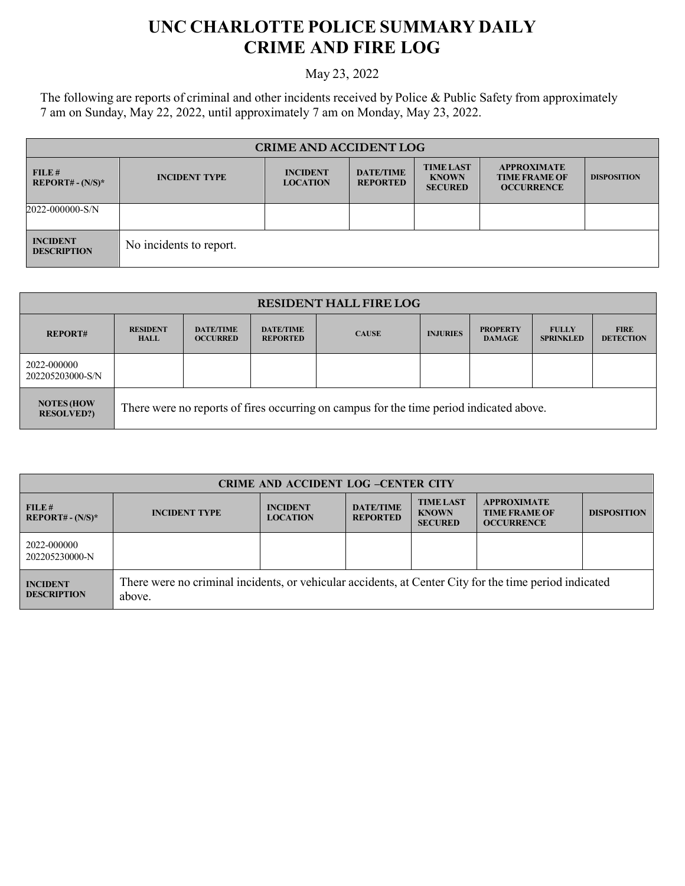# UNC CHARLOTTE POLICE SUMMARY DAILY CRIME AND FIRE LOG

May 23, 2022

The following are reports of criminal and other incidents received by Police & Public Safety from approximately 7 am on Sunday, May 22, 2022, until approximately 7 am on Monday, May 23, 2022.

| CRIME AND ACCIDENT LOG | | | | | | |
|---|---|---|---|---|---|---|
| **FILE # REPORT# - (N/S)*** | **INCIDENT TYPE** | **INCIDENT LOCATION** | **DATE/TIME REPORTED** | **TIME LAST KNOWN SECURED** | **APPROXIMATE TIME FRAME OF OCCURRENCE** | **DISPOSITION** |
| 2022-000000-S/N | | | | | | |
| **INCIDENT DESCRIPTION** | No incidents to report. | | | | | |

| RESIDENT HALL FIRE LOG | | | | | | | | |
|---|---|---|---|---|---|---|---|---|
| **REPORT#** | **RESIDENT HALL** | **DATE/TIME OCCURRED** | **DATE/TIME REPORTED** | **CAUSE** | **INJURIES** | **PROPERTY DAMAGE** | **FULLY SPRINKLED** | **FIRE DETECTION** |
| 2022-000000 202205203000-S/N | | | | | | | | |
| **NOTES (HOW RESOLVED?)** | There were no reports of fires occurring on campus for the time period indicated above. | | | | | | | |

| CRIME AND ACCIDENT LOG –CENTER CITY | | | | | | |
|---|---|---|---|---|---|---|
| **FILE # REPORT# - (N/S)*** | **INCIDENT TYPE** | **INCIDENT LOCATION** | **DATE/TIME REPORTED** | **TIME LAST KNOWN SECURED** | **APPROXIMATE TIME FRAME OF OCCURRENCE** | **DISPOSITION** |
| 2022-000000 202205230000-N | | | | | | |
| **INCIDENT DESCRIPTION** | There were no criminal incidents, or vehicular accidents, at Center City for the time period indicated above. | | | | | |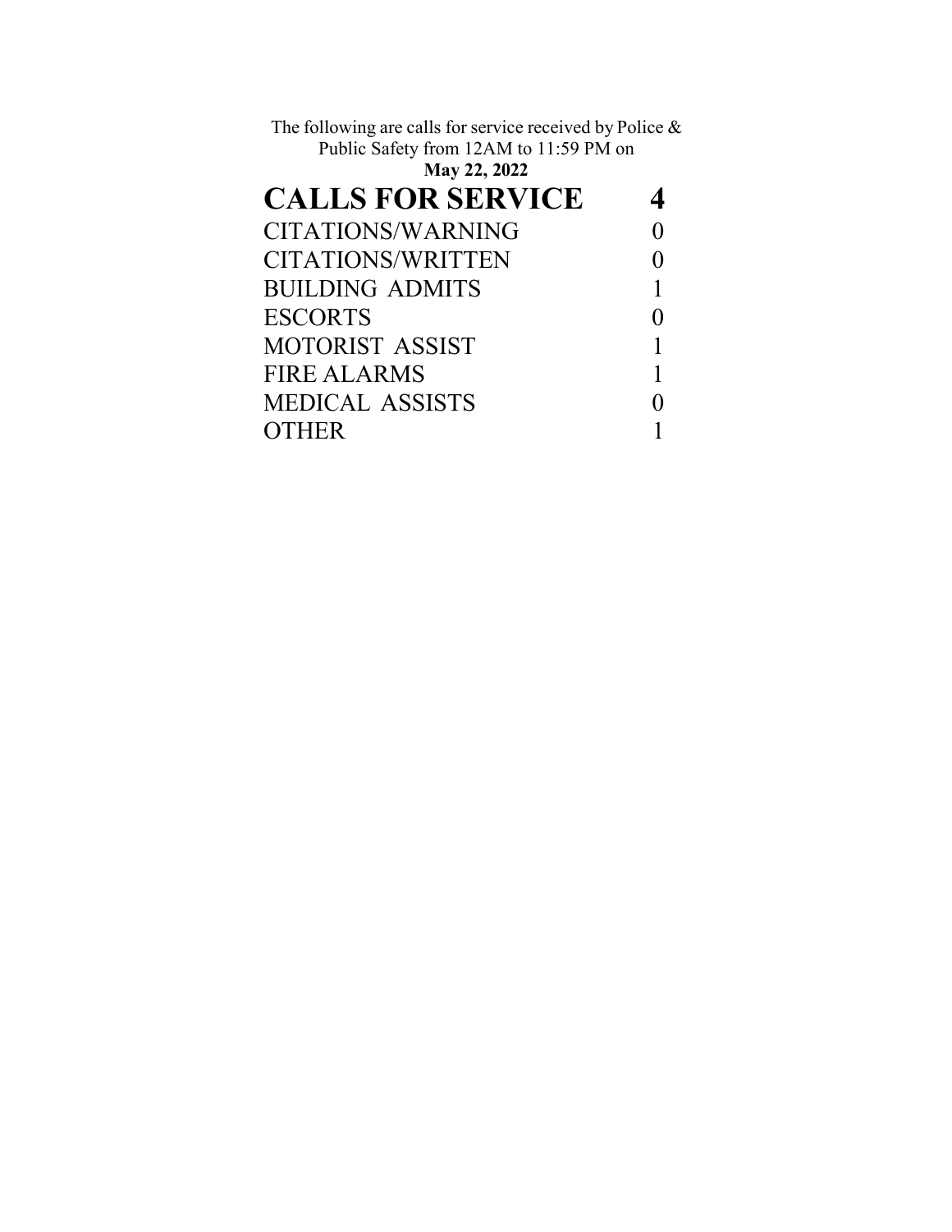The following are calls for service received by Police & Public Safety from 12AM to 11:59 PM on

**May 22, 2022**

| | |
|---|---|
| **CALLS FOR SERVICE** | **4** |
| CITATIONS/WARNING | 0 |
| CITATIONS/WRITTEN | 0 |
| BUILDING ADMITS | 1 |
| ESCORTS | 0 |
| MOTORIST ASSIST | 1 |
| FIRE ALARMS | 1 |
| MEDICAL ASSISTS | 0 |
| OTHER | 1 |